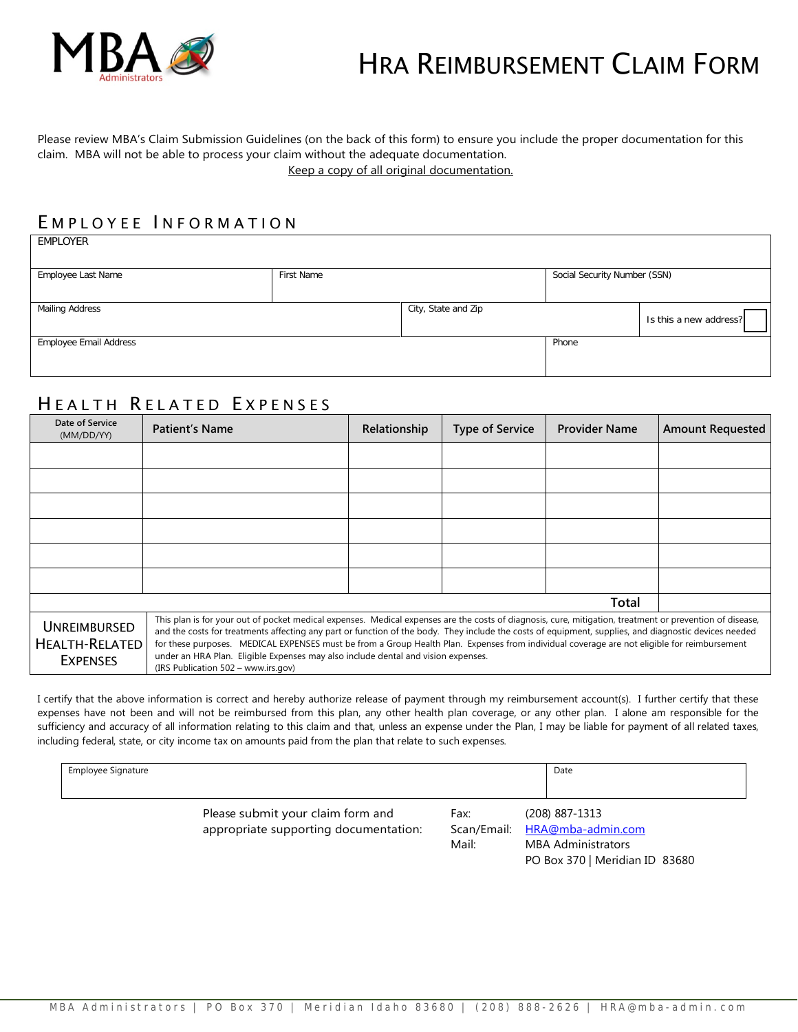MBA Administrators

# HRA Reimbursement Claim Form

Please review MBA's Claim Submission Guidelines (on the back of this form) to ensure you include the proper documentation for this claim. MBA will not be able to process your claim without the adequate documentation.

Keep a copy of all original documentation.

## Employee Information

| EMPLOYER | | | |
|---|---|---|---|
| Employee Last Name | First Name | Social Security Number (SSN) | |
| Mailing Address | City, State and Zip | | Is this a new address? ☐ |
| Employee Email Address | | Phone | |

## Health Related Expenses

| Date of Service (MM/DD/YY) | Patient's Name | Relationship | Type of Service | Provider Name | Amount Requested |
|---|---|---|---|---|---|
| | | | | | |
| | | | | | |
| | | | | | |
| | | | | | |
| | | | | | |
| | | | | | |
| | | | | Total | |

**Unreimbursed Health-Related Expenses**

This plan is for your out of pocket medical expenses. Medical expenses are the costs of diagnosis, cure, mitigation, treatment or prevention of disease, and the costs for treatments affecting any part or function of the body. They include the costs of equipment, supplies, and diagnostic devices needed for these purposes. MEDICAL EXPENSES must be from a Group Health Plan. Expenses from individual coverage are not eligible for reimbursement under an HRA Plan. Eligible Expenses may also include dental and vision expenses.
(IRS Publication 502 – www.irs.gov)

I certify that the above information is correct and hereby authorize release of payment through my reimbursement account(s). I further certify that these expenses have not been and will not be reimbursed from this plan, any other health plan coverage, or any other plan. I alone am responsible for the sufficiency and accuracy of all information relating to this claim and that, unless an expense under the Plan, I may be liable for payment of all related taxes, including federal, state, or city income tax on amounts paid from the plan that relate to such expenses.

| Employee Signature | Date |
|---|---|
| | |

Please submit your claim form and appropriate supporting documentation:

- Fax: (208) 887-1313
- Scan/Email: HRA@mba-admin.com
- Mail: MBA Administrators, PO Box 370 | Meridian ID 83680

MBA Administrators | PO Box 370 | Meridian Idaho 83680 | (208) 888-2626 | HRA@mba-admin.com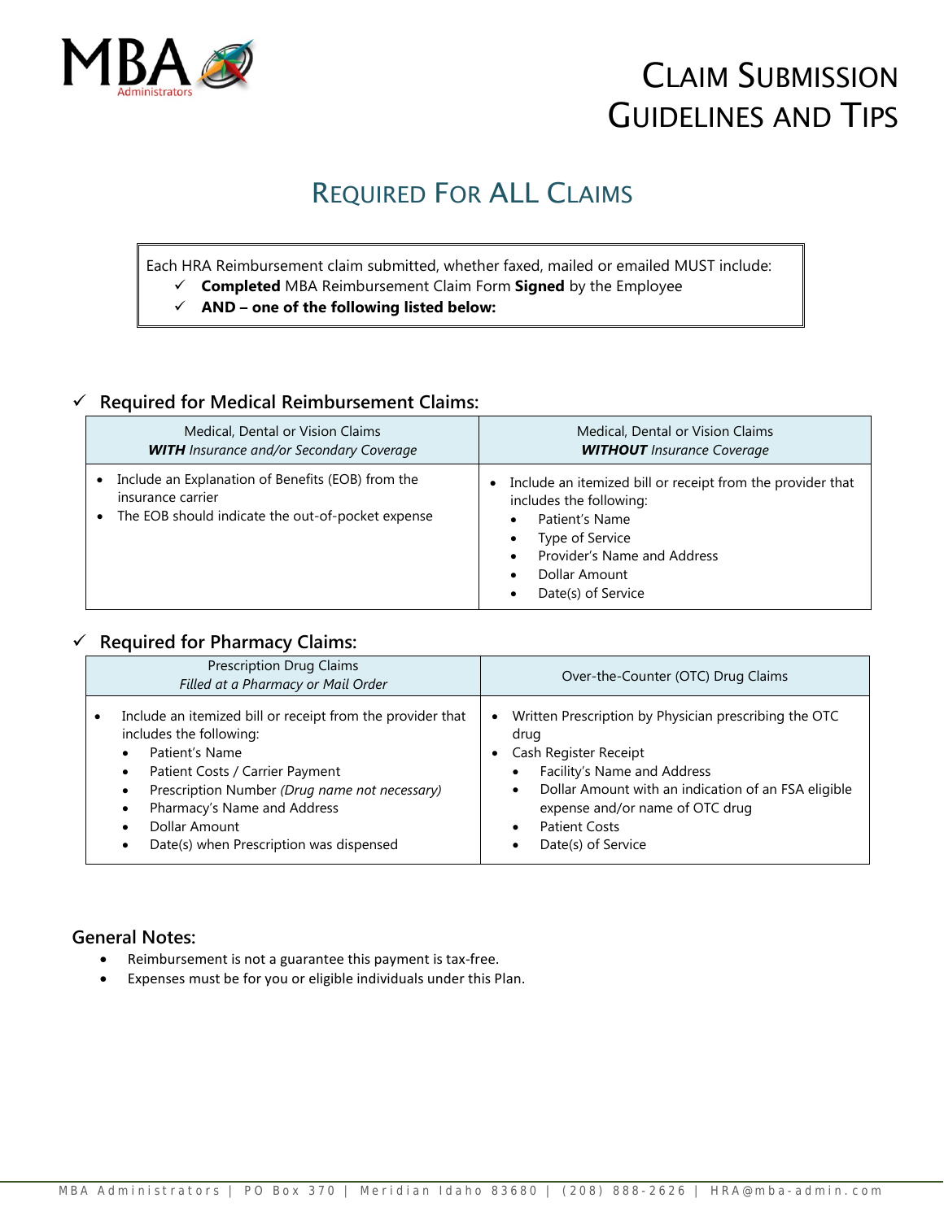# Claim Submission Guidelines and Tips

## Required For ALL Claims

Each HRA Reimbursement claim submitted, whether faxed, mailed or emailed MUST include:

- ✓ **Completed** MBA Reimbursement Claim Form **Signed** by the Employee
- ✓ **AND – one of the following listed below:**

### ✓ Required for Medical Reimbursement Claims:

| Medical, Dental or Vision Claims ***WITH*** *Insurance and/or Secondary Coverage* | Medical, Dental or Vision Claims ***WITHOUT*** *Insurance Coverage* |
|---|---|
| • Include an Explanation of Benefits (EOB) from the insurance carrier<br>• The EOB should indicate the out-of-pocket expense | • Include an itemized bill or receipt from the provider that includes the following:<br>• Patient's Name<br>• Type of Service<br>• Provider's Name and Address<br>• Dollar Amount<br>• Date(s) of Service |

### ✓ Required for Pharmacy Claims:

| Prescription Drug Claims *Filled at a Pharmacy or Mail Order* | Over-the-Counter (OTC) Drug Claims |
|---|---|
| • Include an itemized bill or receipt from the provider that includes the following:<br>• Patient's Name<br>• Patient Costs / Carrier Payment<br>• Prescription Number *(Drug name not necessary)*<br>• Pharmacy's Name and Address<br>• Dollar Amount<br>• Date(s) when Prescription was dispensed | • Written Prescription by Physician prescribing the OTC drug<br>• Cash Register Receipt<br>• Facility's Name and Address<br>• Dollar Amount with an indication of an FSA eligible expense and/or name of OTC drug<br>• Patient Costs<br>• Date(s) of Service |

### General Notes:

- Reimbursement is not a guarantee this payment is tax-free.
- Expenses must be for you or eligible individuals under this Plan.

MBA Administrators | PO Box 370 | Meridian Idaho 83680 | (208) 888-2626 | HRA@mba-admin.com